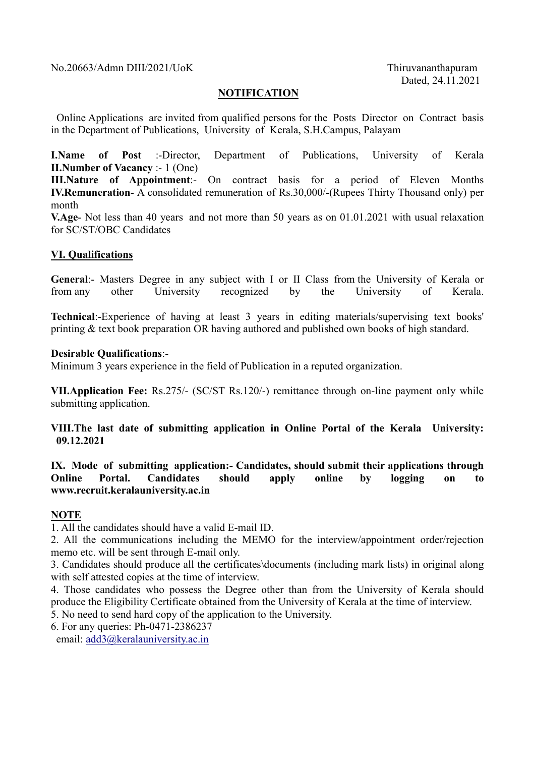No.20663/Admn DIII/2021/UoK

Thiruvananthapuram
Dated, 24.11.2021

## NOTIFICATION

Online Applications are invited from qualified persons for the Posts Director on Contract basis in the Department of Publications, University of Kerala, S.H.Campus, Palayam

**I.Name of Post** :-Director, Department of Publications, University of Kerala
**II.Number of Vacancy** :- 1 (One)
**III.Nature of Appointment**:- On contract basis for a period of Eleven Months
**IV.Remuneration**- A consolidated remuneration of Rs.30,000/-(Rupees Thirty Thousand only) per month
**V.Age**- Not less than 40 years and not more than 50 years as on 01.01.2021 with usual relaxation for SC/ST/OBC Candidates

### VI. Qualifications

**General**:- Masters Degree in any subject with I or II Class from the University of Kerala or from any other University recognized by the University of Kerala.

**Technical**:-Experience of having at least 3 years in editing materials/supervising text books' printing & text book preparation OR having authored and published own books of high standard.

**Desirable Qualifications**:-
Minimum 3 years experience in the field of Publication in a reputed organization.

**VII.Application Fee:** Rs.275/- (SC/ST Rs.120/-) remittance through on-line payment only while submitting application.

**VIII.The last date of submitting application in Online Portal of the Kerala University: 09.12.2021**

**IX. Mode of submitting application:- Candidates, should submit their applications through Online Portal. Candidates should apply online by logging on to www.recruit.keralauniversity.ac.in**

### NOTE

1. All the candidates should have a valid E-mail ID.
2. All the communications including the MEMO for the interview/appointment order/rejection memo etc. will be sent through E-mail only.
3. Candidates should produce all the certificates\documents (including mark lists) in original along with self attested copies at the time of interview.
4. Those candidates who possess the Degree other than from the University of Kerala should produce the Eligibility Certificate obtained from the University of Kerala at the time of interview.
5. No need to send hard copy of the application to the University.
6. For any queries: Ph-0471-2386237
   email: add3@keralauniversity.ac.in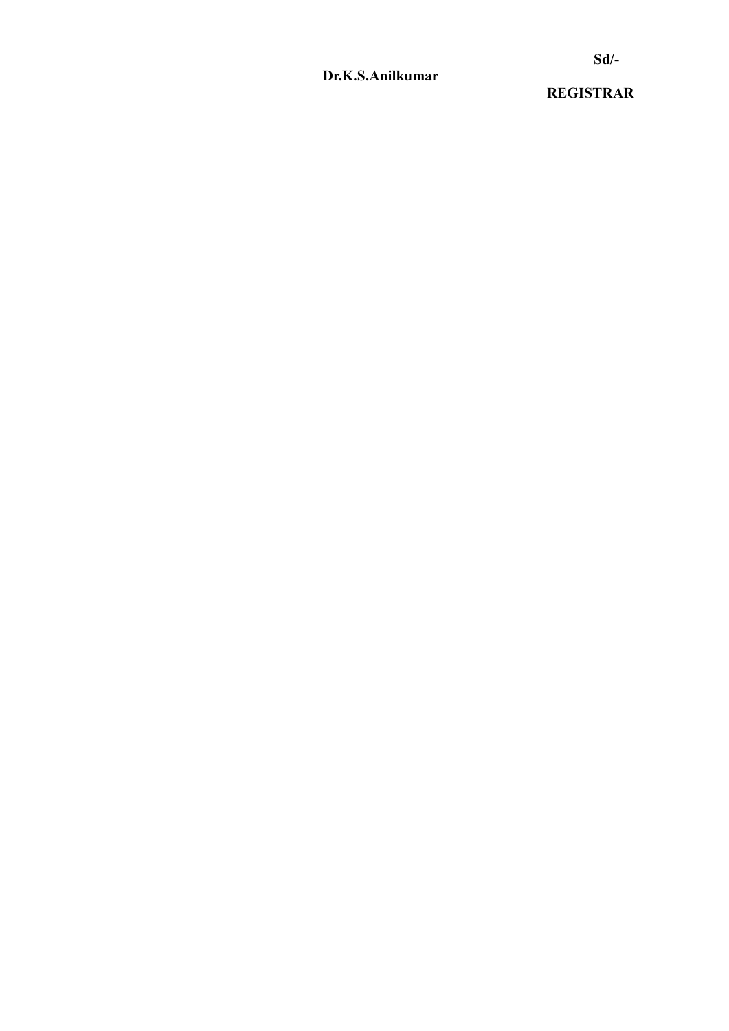Sd/-

**Dr.K.S.Anilkumar**

**REGISTRAR**